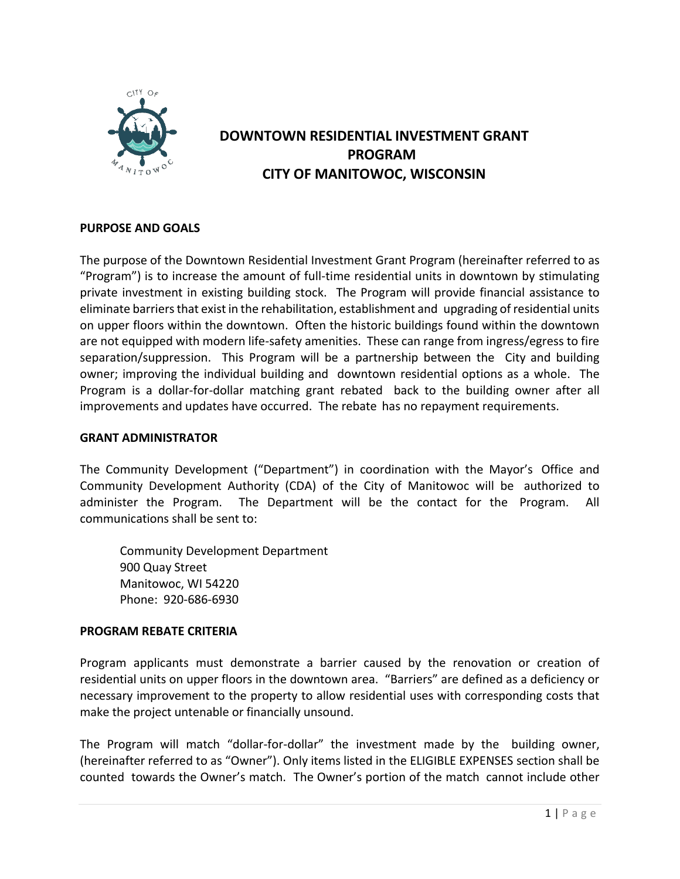# DOWNTOWN RESIDENTIAL INVESTMENT GRANT PROGRAM
# CITY OF MANITOWOC, WISCONSIN

## PURPOSE AND GOALS

The purpose of the Downtown Residential Investment Grant Program (hereinafter referred to as "Program") is to increase the amount of full-time residential units in downtown by stimulating private investment in existing building stock. The Program will provide financial assistance to eliminate barriers that exist in the rehabilitation, establishment and upgrading of residential units on upper floors within the downtown. Often the historic buildings found within the downtown are not equipped with modern life-safety amenities. These can range from ingress/egress to fire separation/suppression. This Program will be a partnership between the City and building owner; improving the individual building and downtown residential options as a whole. The Program is a dollar-for-dollar matching grant rebated back to the building owner after all improvements and updates have occurred. The rebate has no repayment requirements.

## GRANT ADMINISTRATOR

The Community Development ("Department") in coordination with the Mayor's Office and Community Development Authority (CDA) of the City of Manitowoc will be authorized to administer the Program. The Department will be the contact for the Program. All communications shall be sent to:

Community Development Department
900 Quay Street
Manitowoc, WI 54220
Phone: 920-686-6930

## PROGRAM REBATE CRITERIA

Program applicants must demonstrate a barrier caused by the renovation or creation of residential units on upper floors in the downtown area. "Barriers" are defined as a deficiency or necessary improvement to the property to allow residential uses with corresponding costs that make the project untenable or financially unsound.

The Program will match "dollar-for-dollar" the investment made by the building owner, (hereinafter referred to as "Owner"). Only items listed in the ELIGIBLE EXPENSES section shall be counted towards the Owner's match. The Owner's portion of the match cannot include other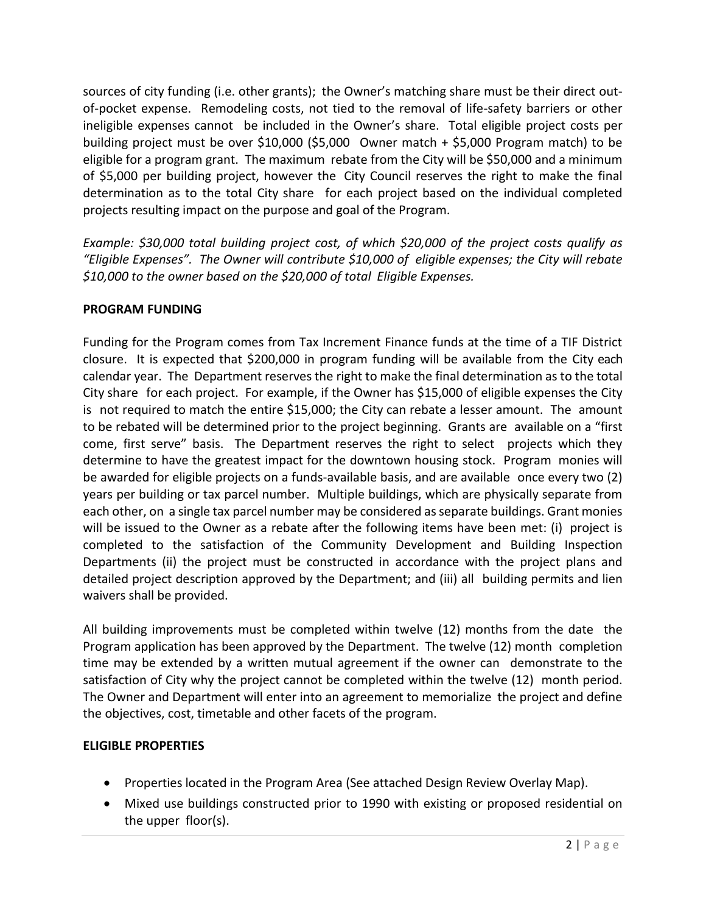sources of city funding (i.e. other grants); the Owner's matching share must be their direct out-of-pocket expense. Remodeling costs, not tied to the removal of life-safety barriers or other ineligible expenses cannot be included in the Owner's share. Total eligible project costs per building project must be over $10,000 ($5,000 Owner match + $5,000 Program match) to be eligible for a program grant. The maximum rebate from the City will be $50,000 and a minimum of $5,000 per building project, however the City Council reserves the right to make the final determination as to the total City share for each project based on the individual completed projects resulting impact on the purpose and goal of the Program.

*Example: $30,000 total building project cost, of which $20,000 of the project costs qualify as "Eligible Expenses". The Owner will contribute $10,000 of eligible expenses; the City will rebate $10,000 to the owner based on the $20,000 of total Eligible Expenses.*

**PROGRAM FUNDING**

Funding for the Program comes from Tax Increment Finance funds at the time of a TIF District closure. It is expected that $200,000 in program funding will be available from the City each calendar year. The Department reserves the right to make the final determination as to the total City share for each project. For example, if the Owner has $15,000 of eligible expenses the City is not required to match the entire $15,000; the City can rebate a lesser amount. The amount to be rebated will be determined prior to the project beginning. Grants are available on a "first come, first serve" basis. The Department reserves the right to select projects which they determine to have the greatest impact for the downtown housing stock. Program monies will be awarded for eligible projects on a funds-available basis, and are available once every two (2) years per building or tax parcel number. Multiple buildings, which are physically separate from each other, on a single tax parcel number may be considered as separate buildings. Grant monies will be issued to the Owner as a rebate after the following items have been met: (i) project is completed to the satisfaction of the Community Development and Building Inspection Departments (ii) the project must be constructed in accordance with the project plans and detailed project description approved by the Department; and (iii) all building permits and lien waivers shall be provided.

All building improvements must be completed within twelve (12) months from the date the Program application has been approved by the Department. The twelve (12) month completion time may be extended by a written mutual agreement if the owner can demonstrate to the satisfaction of City why the project cannot be completed within the twelve (12) month period. The Owner and Department will enter into an agreement to memorialize the project and define the objectives, cost, timetable and other facets of the program.

**ELIGIBLE PROPERTIES**

- Properties located in the Program Area (See attached Design Review Overlay Map).
- Mixed use buildings constructed prior to 1990 with existing or proposed residential on the upper floor(s).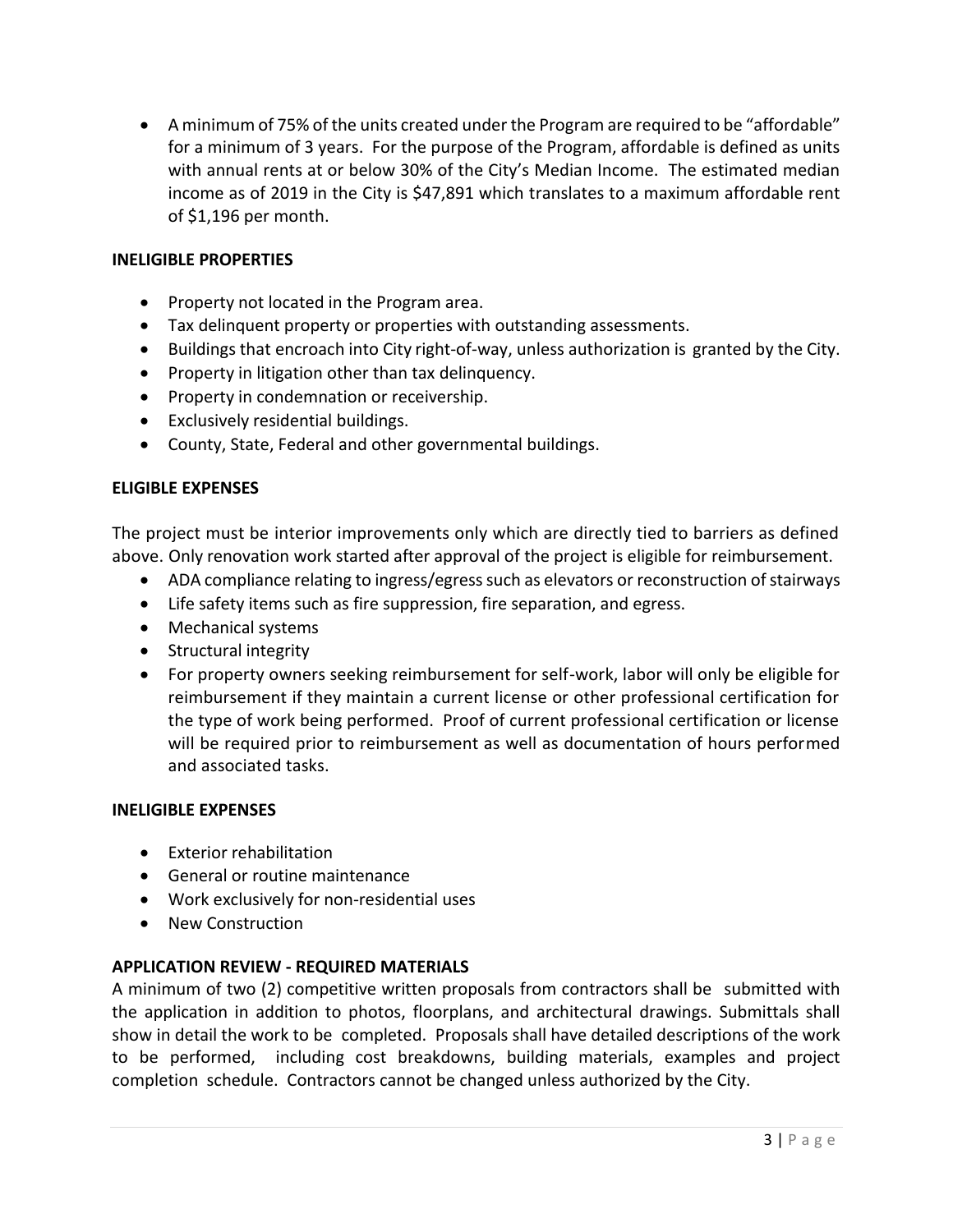- A minimum of 75% of the units created under the Program are required to be "affordable" for a minimum of 3 years. For the purpose of the Program, affordable is defined as units with annual rents at or below 30% of the City's Median Income. The estimated median income as of 2019 in the City is $47,891 which translates to a maximum affordable rent of $1,196 per month.

**INELIGIBLE PROPERTIES**

- Property not located in the Program area.
- Tax delinquent property or properties with outstanding assessments.
- Buildings that encroach into City right-of-way, unless authorization is granted by the City.
- Property in litigation other than tax delinquency.
- Property in condemnation or receivership.
- Exclusively residential buildings.
- County, State, Federal and other governmental buildings.

**ELIGIBLE EXPENSES**

The project must be interior improvements only which are directly tied to barriers as defined above. Only renovation work started after approval of the project is eligible for reimbursement.

- ADA compliance relating to ingress/egress such as elevators or reconstruction of stairways
- Life safety items such as fire suppression, fire separation, and egress.
- Mechanical systems
- Structural integrity
- For property owners seeking reimbursement for self-work, labor will only be eligible for reimbursement if they maintain a current license or other professional certification for the type of work being performed. Proof of current professional certification or license will be required prior to reimbursement as well as documentation of hours performed and associated tasks.

**INELIGIBLE EXPENSES**

- Exterior rehabilitation
- General or routine maintenance
- Work exclusively for non-residential uses
- New Construction

**APPLICATION REVIEW - REQUIRED MATERIALS**

A minimum of two (2) competitive written proposals from contractors shall be submitted with the application in addition to photos, floorplans, and architectural drawings. Submittals shall show in detail the work to be completed. Proposals shall have detailed descriptions of the work to be performed, including cost breakdowns, building materials, examples and project completion schedule. Contractors cannot be changed unless authorized by the City.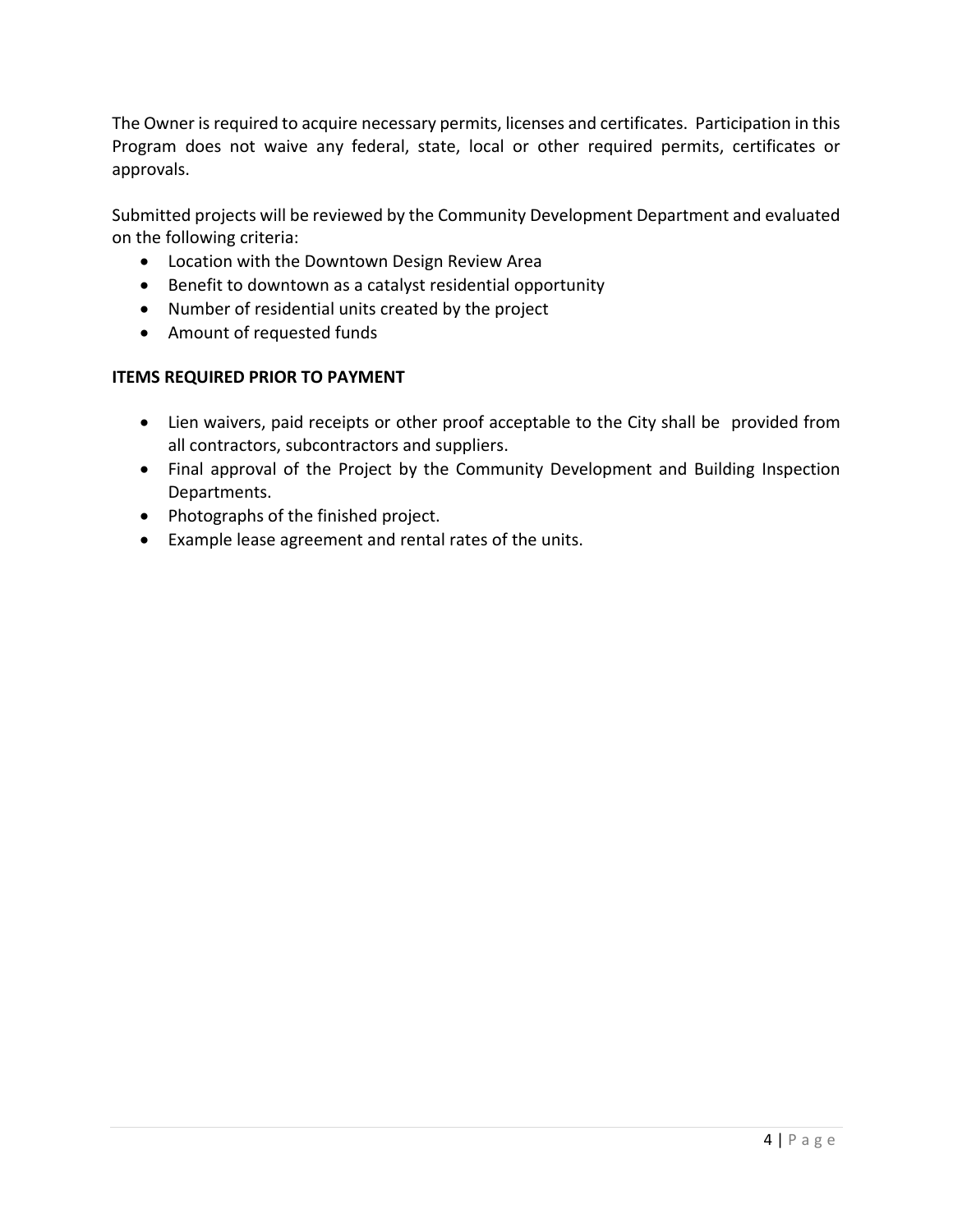The Owner is required to acquire necessary permits, licenses and certificates. Participation in this Program does not waive any federal, state, local or other required permits, certificates or approvals.

Submitted projects will be reviewed by the Community Development Department and evaluated on the following criteria:

- Location with the Downtown Design Review Area
- Benefit to downtown as a catalyst residential opportunity
- Number of residential units created by the project
- Amount of requested funds

**ITEMS REQUIRED PRIOR TO PAYMENT**

- Lien waivers, paid receipts or other proof acceptable to the City shall be provided from all contractors, subcontractors and suppliers.
- Final approval of the Project by the Community Development and Building Inspection Departments.
- Photographs of the finished project.
- Example lease agreement and rental rates of the units.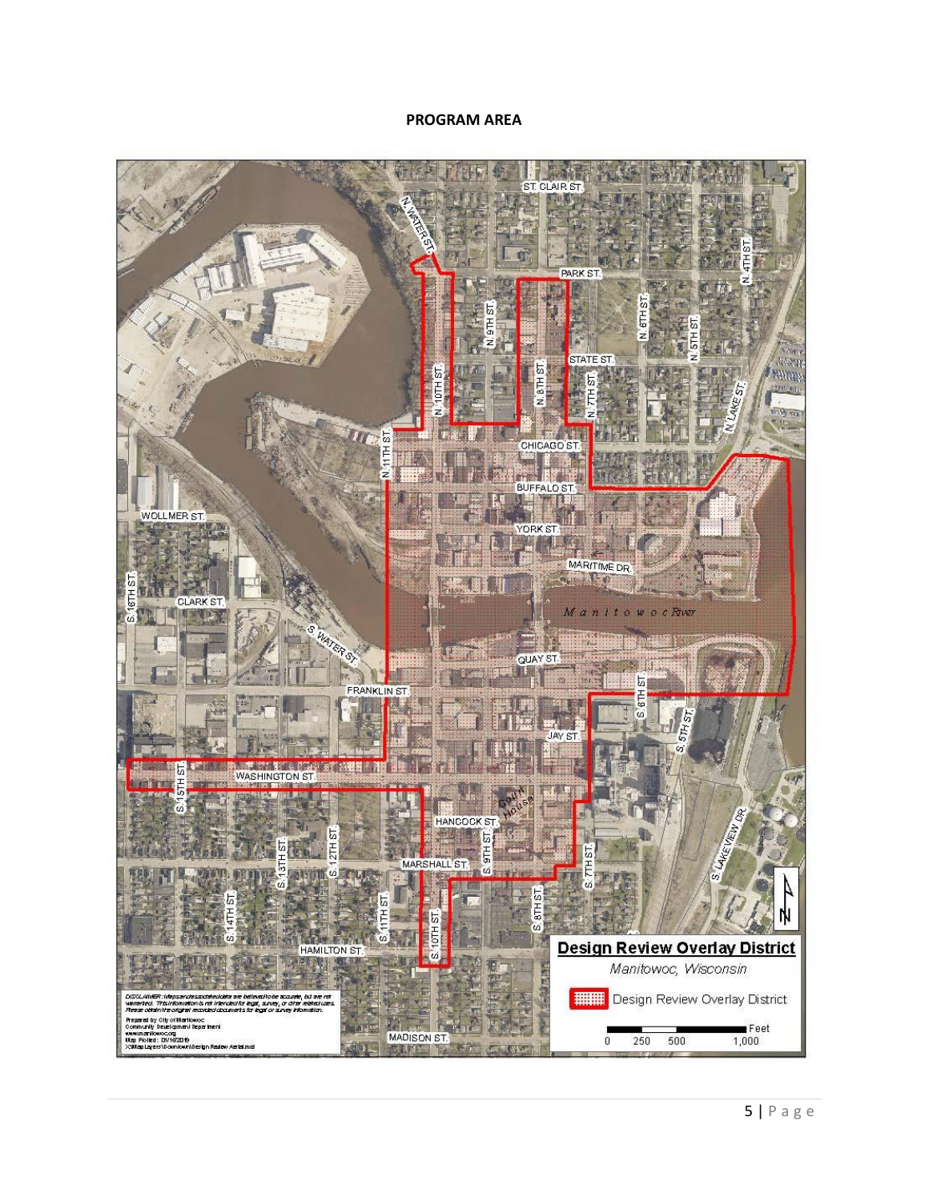**PROGRAM AREA**

**Design Review Overlay District**

*Manitowoc, Wisconsin*

Design Review Overlay District

Feet

0 250 500 1,000

DISCLAIMER: Maps and associated data are believed to be accurate, but are not warranted. This information is not intended for legal, survey, or other related uses. Please obtain the original recorded documents for legal or survey information.

Prepared by City of Manitowoc
Community Development Department
www.manitowoc.org
Map Plotted: 01/16/2019
X:\Map Layers\Downtown\Design Review Aerial.mxd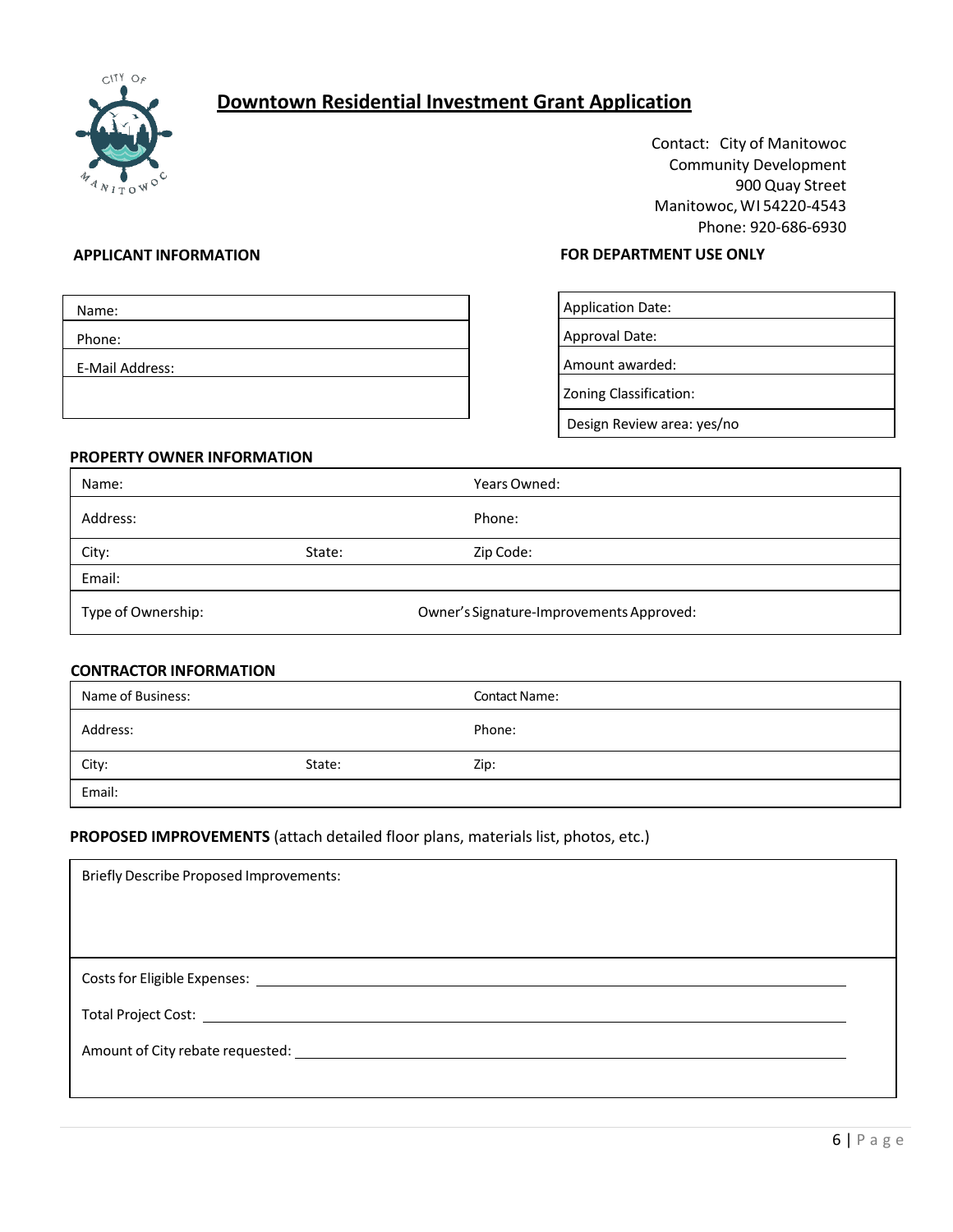# Downtown Residential Investment Grant Application

Contact: City of Manitowoc
Community Development
900 Quay Street
Manitowoc, WI 54220-4543
Phone: 920-686-6930

**APPLICANT INFORMATION**

| Name: |
|---|
| Phone: |
| E-Mail Address: |
| |

**FOR DEPARTMENT USE ONLY**

| Application Date: |
|---|
| Approval Date: |
| Amount awarded: |
| Zoning Classification: |
| Design Review area: yes/no |

**PROPERTY OWNER INFORMATION**

| Name: | | Years Owned: |
|---|---|---|
| Address: | | Phone: |
| City: | State: | Zip Code: |
| Email: | | |
| Type of Ownership: | Owner's Signature-Improvements Approved: | |

**CONTRACTOR INFORMATION**

| Name of Business: | | Contact Name: |
|---|---|---|
| Address: | | Phone: |
| City: | State: | Zip: |
| Email: | | |

**PROPOSED IMPROVEMENTS** (attach detailed floor plans, materials list, photos, etc.)

Briefly Describe Proposed Improvements:

Costs for Eligible Expenses: ______________________________

Total Project Cost: ______________________________

Amount of City rebate requested: ______________________________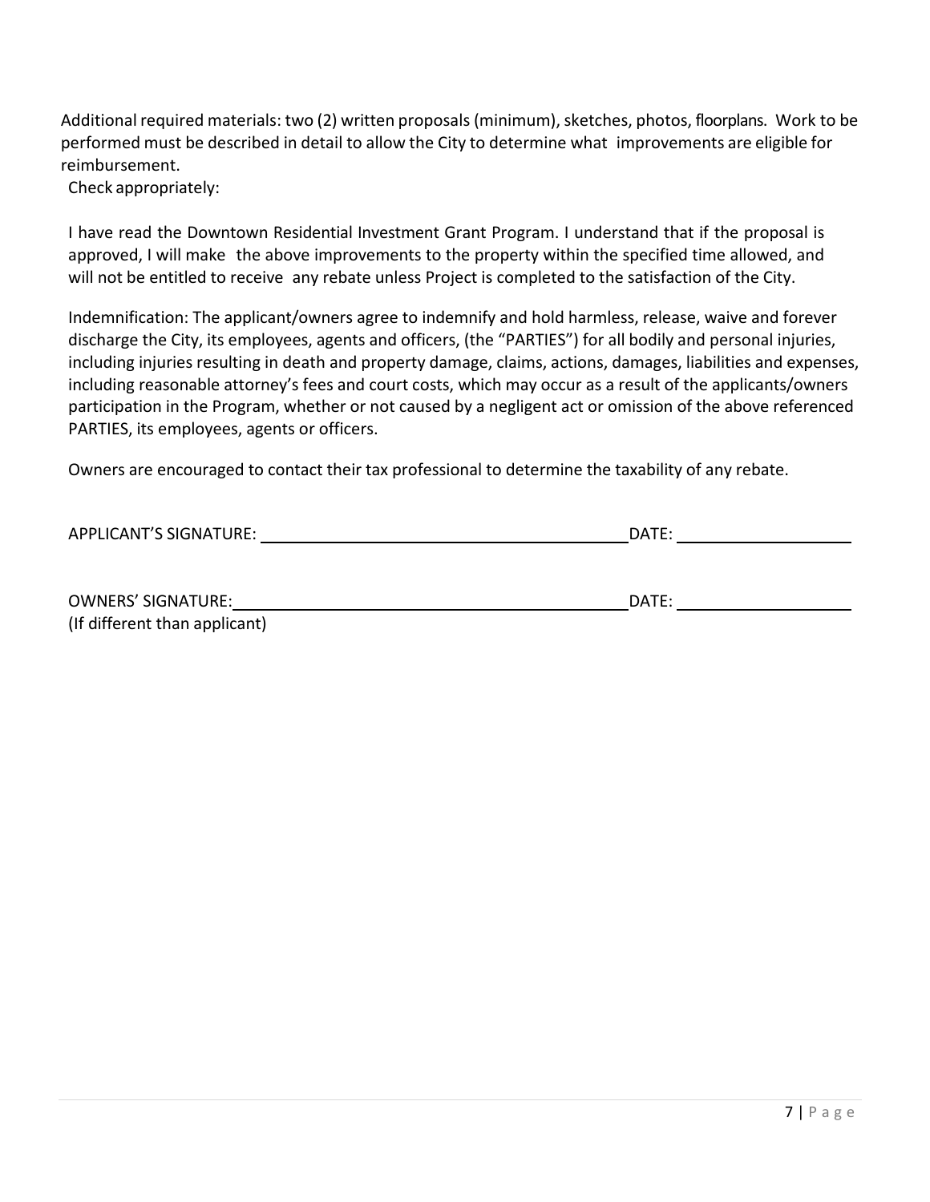Additional required materials: two (2) written proposals (minimum), sketches, photos, floorplans. Work to be performed must be described in detail to allow the City to determine what improvements are eligible for reimbursement.

Check appropriately:

I have read the Downtown Residential Investment Grant Program. I understand that if the proposal is approved, I will make the above improvements to the property within the specified time allowed, and will not be entitled to receive any rebate unless Project is completed to the satisfaction of the City.

Indemnification: The applicant/owners agree to indemnify and hold harmless, release, waive and forever discharge the City, its employees, agents and officers, (the "PARTIES") for all bodily and personal injuries, including injuries resulting in death and property damage, claims, actions, damages, liabilities and expenses, including reasonable attorney's fees and court costs, which may occur as a result of the applicants/owners participation in the Program, whether or not caused by a negligent act or omission of the above referenced PARTIES, its employees, agents or officers.

Owners are encouraged to contact their tax professional to determine the taxability of any rebate.

APPLICANT'S SIGNATURE: ________________________________________ DATE: ____________________

OWNERS' SIGNATURE: ________________________________________ DATE: ____________________
(If different than applicant)